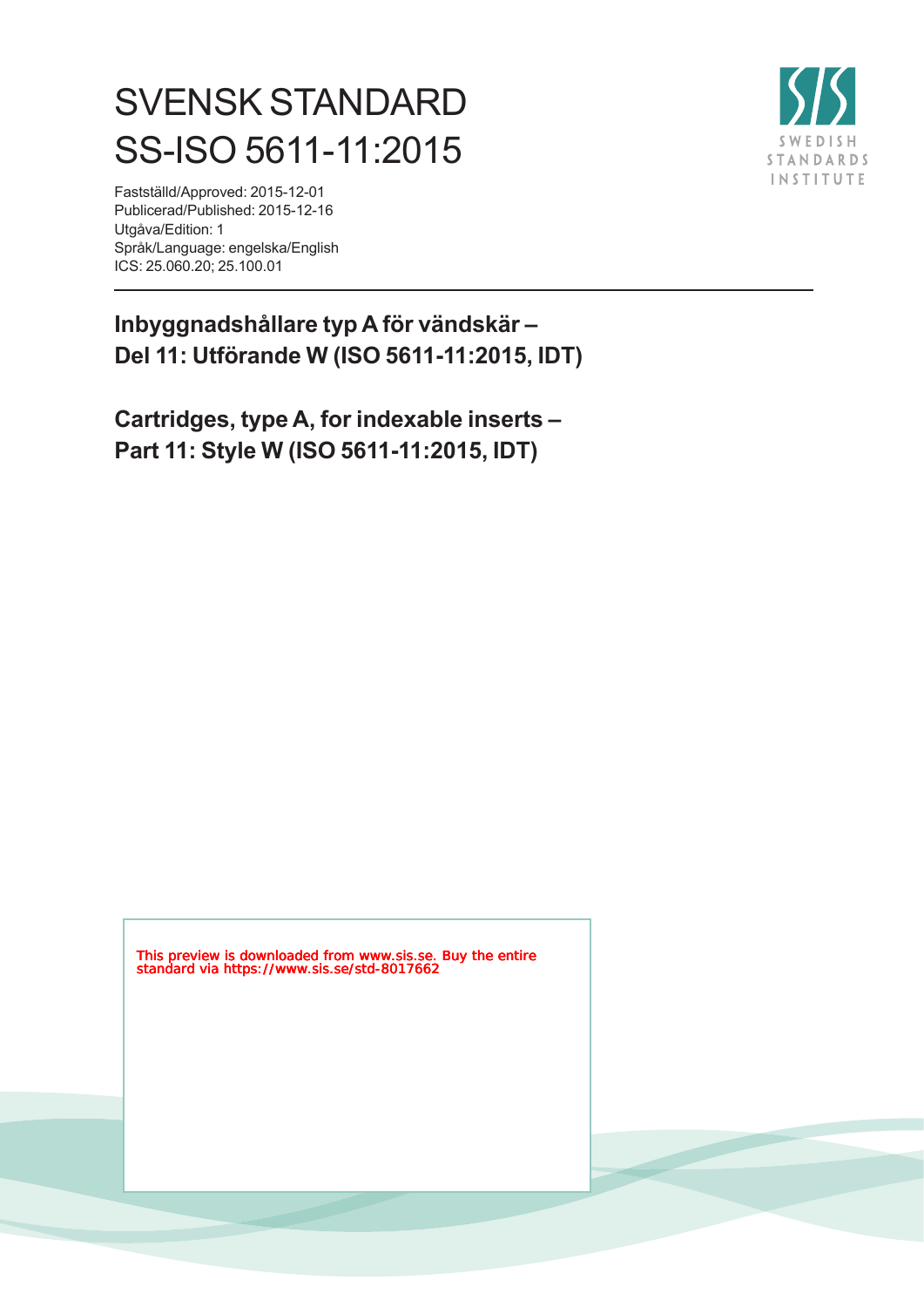# SVENSK STANDARD
# SS-ISO 5611-11:2015

Fastställd/Approved: 2015-12-01
Publicerad/Published: 2015-12-16
Utgåva/Edition: 1
Språk/Language: engelska/English
ICS: 25.060.20; 25.100.01

SWEDISH STANDARDS INSTITUTE

## Inbyggnadshållare typ A för vändskär – Del 11: Utförande W (ISO 5611-11:2015, IDT)

## Cartridges, type A, for indexable inserts – Part 11: Style W (ISO 5611-11:2015, IDT)

This preview is downloaded from www.sis.se. Buy the entire standard via https://www.sis.se/std-8017662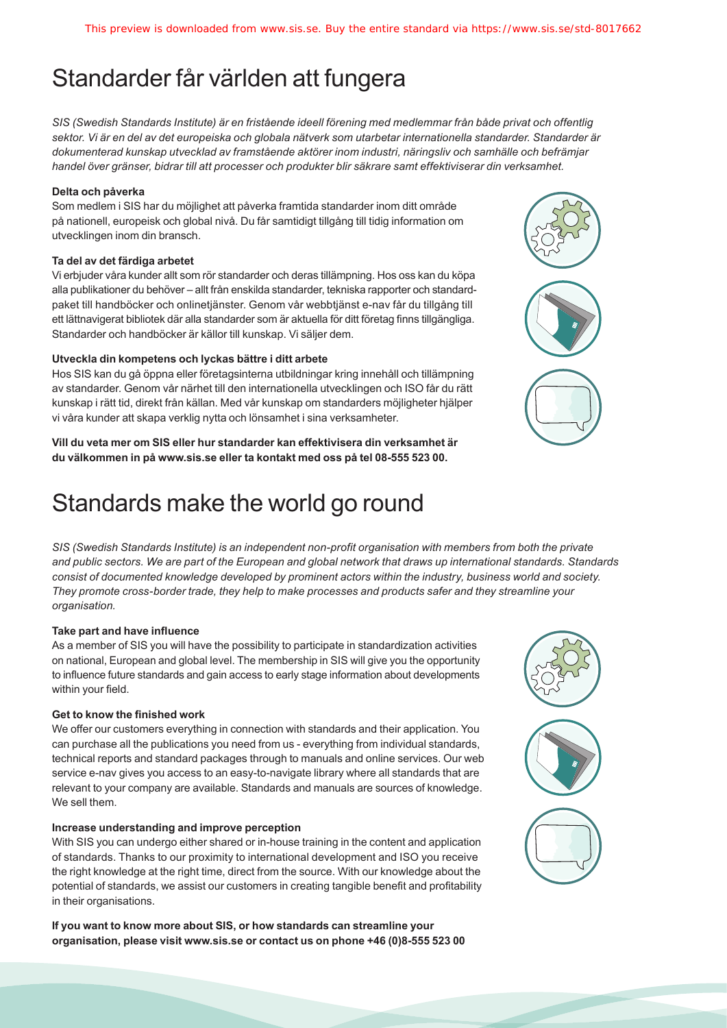# Standarder får världen att fungera

*SIS (Swedish Standards Institute) är en fristående ideell förening med medlemmar från både privat och offentlig sektor. Vi är en del av det europeiska och globala nätverk som utarbetar internationella standarder. Standarder är dokumenterad kunskap utvecklad av framstående aktörer inom industri, näringsliv och samhälle och befrämjar handel över gränser, bidrar till att processer och produkter blir säkrare samt effektiviserar din verksamhet.*

**Delta och påverka**

Som medlem i SIS har du möjlighet att påverka framtida standarder inom ditt område på nationell, europeisk och global nivå. Du får samtidigt tillgång till tidig information om utvecklingen inom din bransch.

**Ta del av det färdiga arbetet**

Vi erbjuder våra kunder allt som rör standarder och deras tillämpning. Hos oss kan du köpa alla publikationer du behöver – allt från enskilda standarder, tekniska rapporter och standardpaket till handböcker och onlinetjänster. Genom vår webbtjänst e-nav får du tillgång till ett lättnavigerat bibliotek där alla standarder som är aktuella för ditt företag finns tillgängliga. Standarder och handböcker är källor till kunskap. Vi säljer dem.

**Utveckla din kompetens och lyckas bättre i ditt arbete**

Hos SIS kan du gå öppna eller företagsinterna utbildningar kring innehåll och tillämpning av standarder. Genom vår närhet till den internationella utvecklingen och ISO får du rätt kunskap i rätt tid, direkt från källan. Med vår kunskap om standarders möjligheter hjälper vi våra kunder att skapa verklig nytta och lönsamhet i sina verksamheter.

**Vill du veta mer om SIS eller hur standarder kan effektivisera din verksamhet är du välkommen in på www.sis.se eller ta kontakt med oss på tel 08-555 523 00.**

# Standards make the world go round

*SIS (Swedish Standards Institute) is an independent non-profit organisation with members from both the private and public sectors. We are part of the European and global network that draws up international standards. Standards consist of documented knowledge developed by prominent actors within the industry, business world and society. They promote cross-border trade, they help to make processes and products safer and they streamline your organisation.*

**Take part and have influence**

As a member of SIS you will have the possibility to participate in standardization activities on national, European and global level. The membership in SIS will give you the opportunity to influence future standards and gain access to early stage information about developments within your field.

**Get to know the finished work**

We offer our customers everything in connection with standards and their application. You can purchase all the publications you need from us - everything from individual standards, technical reports and standard packages through to manuals and online services. Our web service e-nav gives you access to an easy-to-navigate library where all standards that are relevant to your company are available. Standards and manuals are sources of knowledge. We sell them.

**Increase understanding and improve perception**

With SIS you can undergo either shared or in-house training in the content and application of standards. Thanks to our proximity to international development and ISO you receive the right knowledge at the right time, direct from the source. With our knowledge about the potential of standards, we assist our customers in creating tangible benefit and profitability in their organisations.

**If you want to know more about SIS, or how standards can streamline your organisation, please visit www.sis.se or contact us on phone +46 (0)8-555 523 00**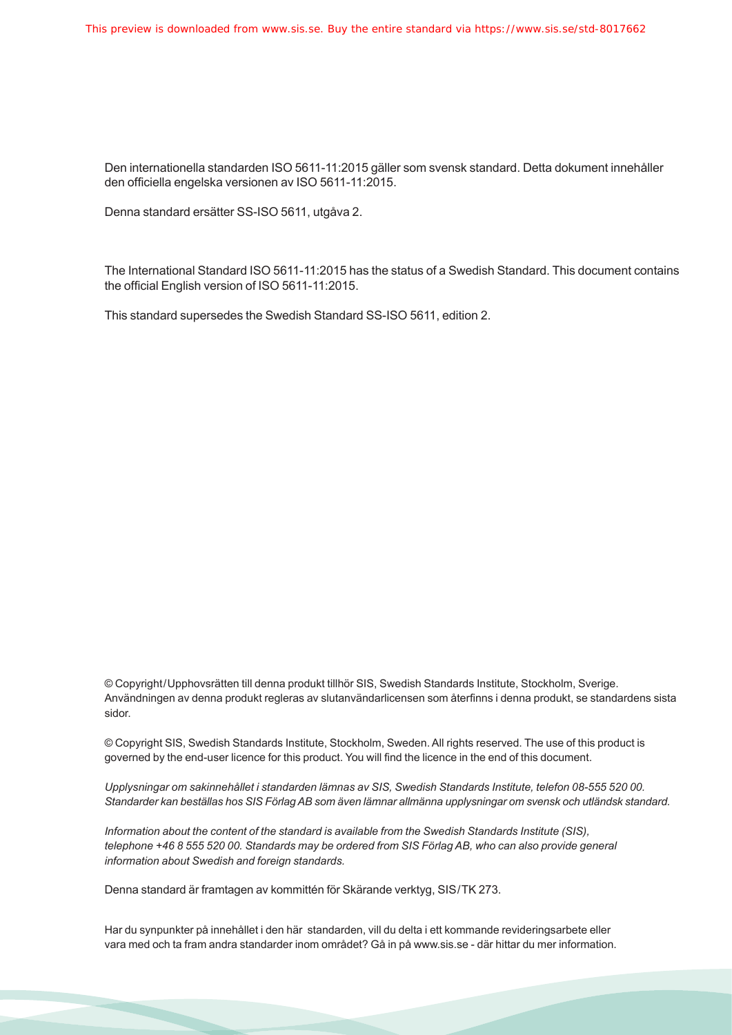Den internationella standarden ISO 5611-11:2015 gäller som svensk standard. Detta dokument innehåller den officiella engelska versionen av ISO 5611-11:2015.

Denna standard ersätter SS-ISO 5611, utgåva 2.

The International Standard ISO 5611-11:2015 has the status of a Swedish Standard. This document contains the official English version of ISO 5611-11:2015.

This standard supersedes the Swedish Standard SS-ISO 5611, edition 2.

© Copyright/Upphovsrätten till denna produkt tillhör SIS, Swedish Standards Institute, Stockholm, Sverige. Användningen av denna produkt regleras av slutanvändarlicensen som återfinns i denna produkt, se standardens sista sidor.

© Copyright SIS, Swedish Standards Institute, Stockholm, Sweden. All rights reserved. The use of this product is governed by the end-user licence for this product. You will find the licence in the end of this document.

*Upplysningar om sakinnehållet i standarden lämnas av SIS, Swedish Standards Institute, telefon 08-555 520 00. Standarder kan beställas hos SIS Förlag AB som även lämnar allmänna upplysningar om svensk och utländsk standard.*

*Information about the content of the standard is available from the Swedish Standards Institute (SIS), telephone +46 8 555 520 00. Standards may be ordered from SIS Förlag AB, who can also provide general information about Swedish and foreign standards.*

Denna standard är framtagen av kommittén för Skärande verktyg, SIS/TK 273.

Har du synpunkter på innehållet i den här standarden, vill du delta i ett kommande revideringsarbete eller vara med och ta fram andra standarder inom området? Gå in på www.sis.se - där hittar du mer information.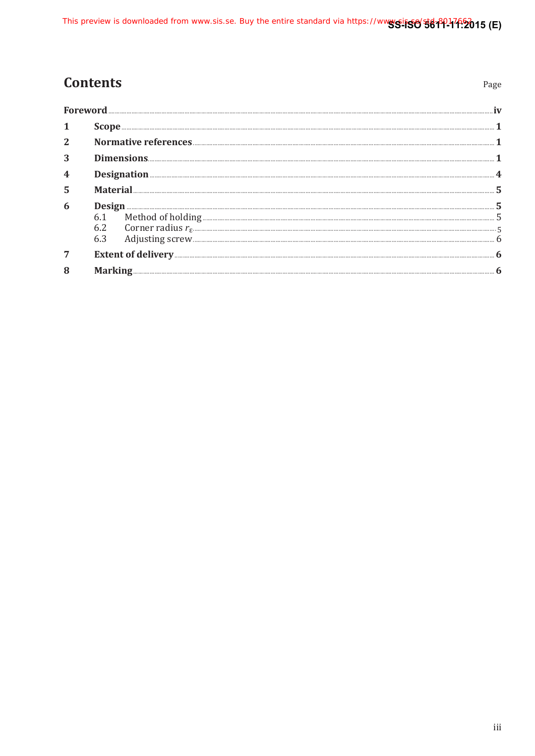# Contents

Page

Foreword ..... iv

1 Scope ..... 1

2 Normative references ..... 1

3 Dimensions ..... 1

4 Designation ..... 4

5 Material ..... 5

6 Design ..... 5

6.1 Method of holding ..... 5

6.2 Corner radius $r_{\varepsilon}$ ..... 5

6.3 Adjusting screw ..... 6

7 Extent of delivery ..... 6

8 Marking ..... 6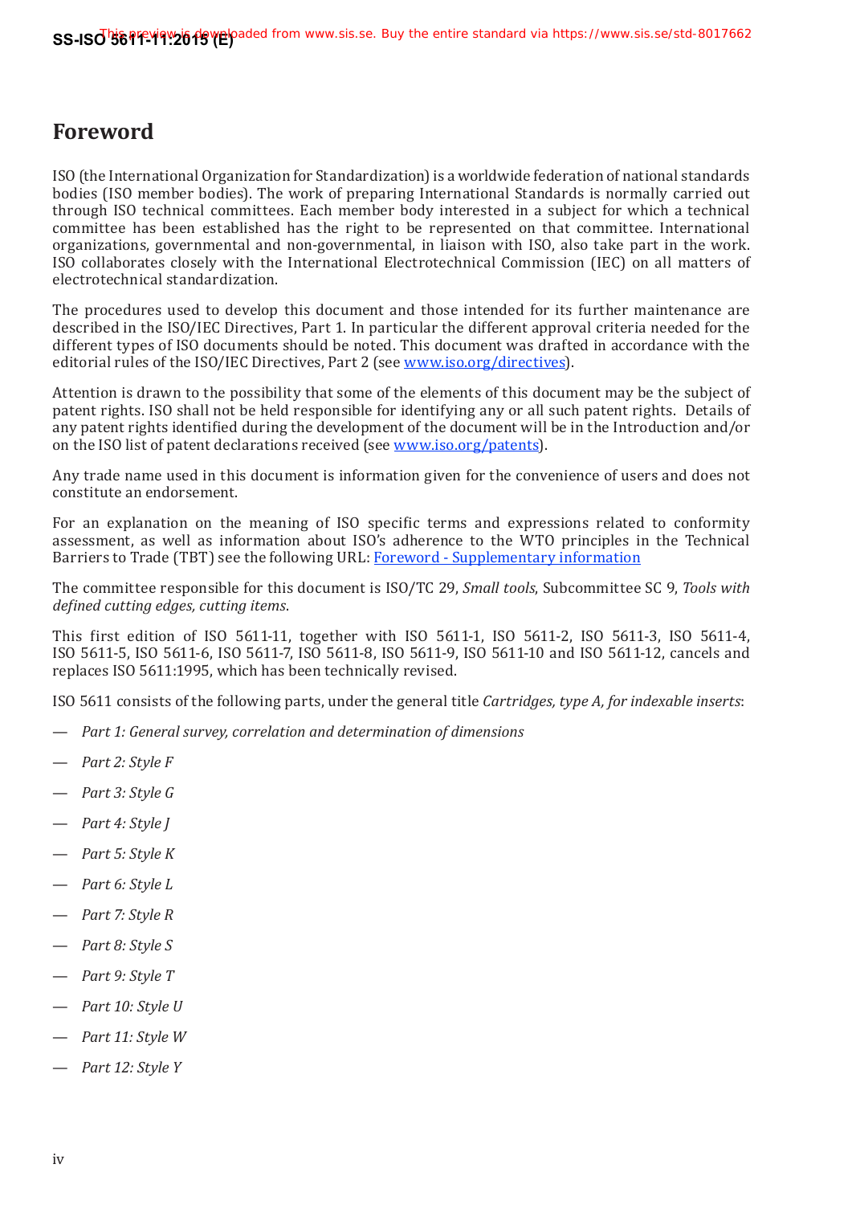# Foreword

ISO (the International Organization for Standardization) is a worldwide federation of national standards bodies (ISO member bodies). The work of preparing International Standards is normally carried out through ISO technical committees. Each member body interested in a subject for which a technical committee has been established has the right to be represented on that committee. International organizations, governmental and non-governmental, in liaison with ISO, also take part in the work. ISO collaborates closely with the International Electrotechnical Commission (IEC) on all matters of electrotechnical standardization.

The procedures used to develop this document and those intended for its further maintenance are described in the ISO/IEC Directives, Part 1. In particular the different approval criteria needed for the different types of ISO documents should be noted. This document was drafted in accordance with the editorial rules of the ISO/IEC Directives, Part 2 (see www.iso.org/directives).

Attention is drawn to the possibility that some of the elements of this document may be the subject of patent rights. ISO shall not be held responsible for identifying any or all such patent rights. Details of any patent rights identified during the development of the document will be in the Introduction and/or on the ISO list of patent declarations received (see www.iso.org/patents).

Any trade name used in this document is information given for the convenience of users and does not constitute an endorsement.

For an explanation on the meaning of ISO specific terms and expressions related to conformity assessment, as well as information about ISO's adherence to the WTO principles in the Technical Barriers to Trade (TBT) see the following URL: Foreword - Supplementary information

The committee responsible for this document is ISO/TC 29, *Small tools*, Subcommittee SC 9, *Tools with defined cutting edges, cutting items*.

This first edition of ISO 5611-11, together with ISO 5611-1, ISO 5611-2, ISO 5611-3, ISO 5611-4, ISO 5611-5, ISO 5611-6, ISO 5611-7, ISO 5611-8, ISO 5611-9, ISO 5611-10 and ISO 5611-12, cancels and replaces ISO 5611:1995, which has been technically revised.

ISO 5611 consists of the following parts, under the general title *Cartridges, type A, for indexable inserts*:

— *Part 1: General survey, correlation and determination of dimensions*

— *Part 2: Style F*

— *Part 3: Style G*

— *Part 4: Style J*

— *Part 5: Style K*

— *Part 6: Style L*

— *Part 7: Style R*

— *Part 8: Style S*

— *Part 9: Style T*

— *Part 10: Style U*

— *Part 11: Style W*

— *Part 12: Style Y*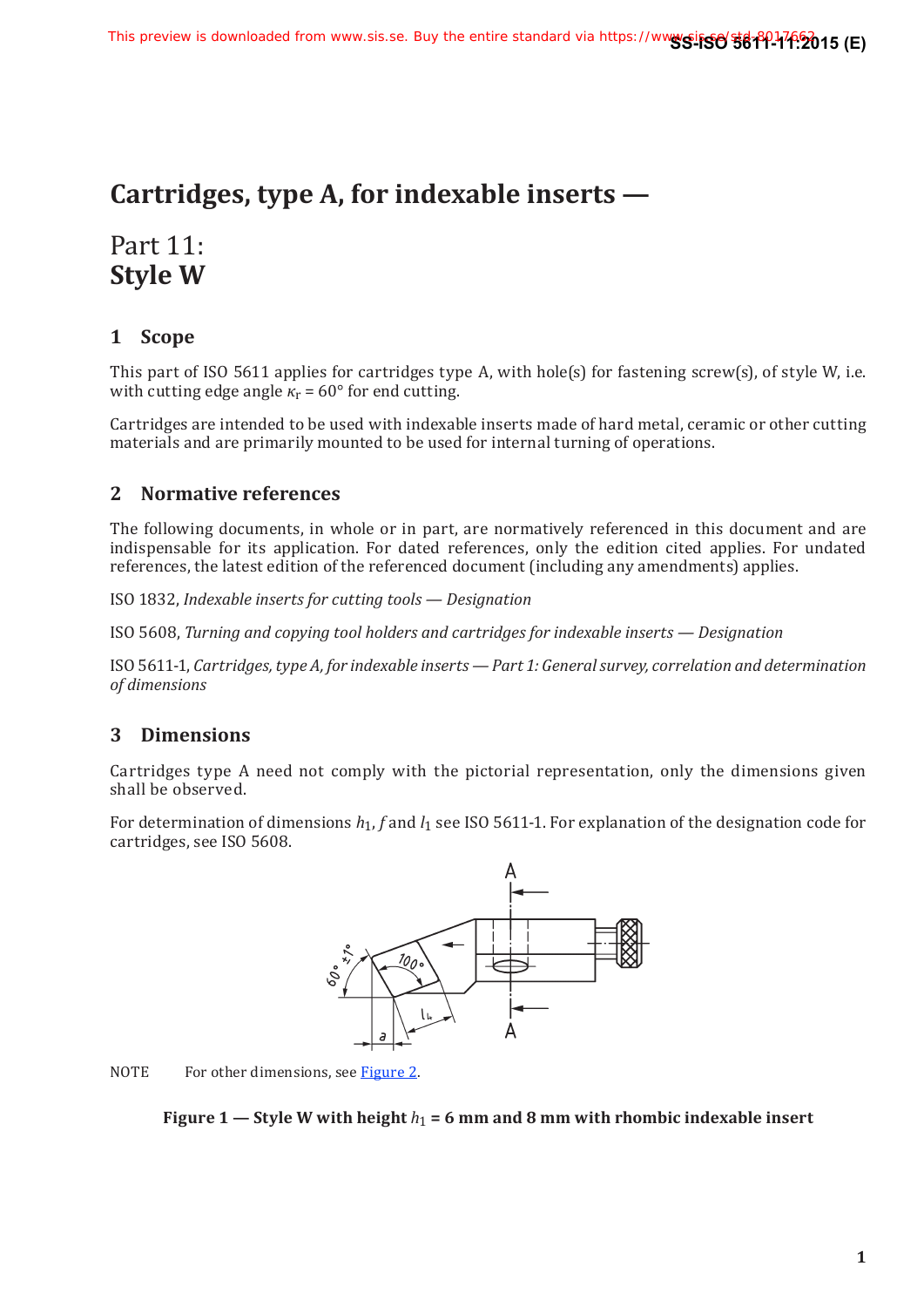# Cartridges, type A, for indexable inserts —

# Part 11: **Style W**

## 1 Scope

This part of ISO 5611 applies for cartridges type A, with hole(s) for fastening screw(s), of style W, i.e. with cutting edge angle $\kappa_r$ = 60° for end cutting.

Cartridges are intended to be used with indexable inserts made of hard metal, ceramic or other cutting materials and are primarily mounted to be used for internal turning of operations.

## 2 Normative references

The following documents, in whole or in part, are normatively referenced in this document and are indispensable for its application. For dated references, only the edition cited applies. For undated references, the latest edition of the referenced document (including any amendments) applies.

ISO 1832, *Indexable inserts for cutting tools — Designation*

ISO 5608, *Turning and copying tool holders and cartridges for indexable inserts — Designation*

ISO 5611-1, *Cartridges, type A, for indexable inserts — Part 1: General survey, correlation and determination of dimensions*

## 3 Dimensions

Cartridges type A need not comply with the pictorial representation, only the dimensions given shall be observed.

For determination of dimensions $h_1$, $f$ and $l_1$ see ISO 5611-1. For explanation of the designation code for cartridges, see ISO 5608.

NOTE For other dimensions, see Figure 2.

**Figure 1 — Style W with height $h_1$ = 6 mm and 8 mm with rhombic indexable insert**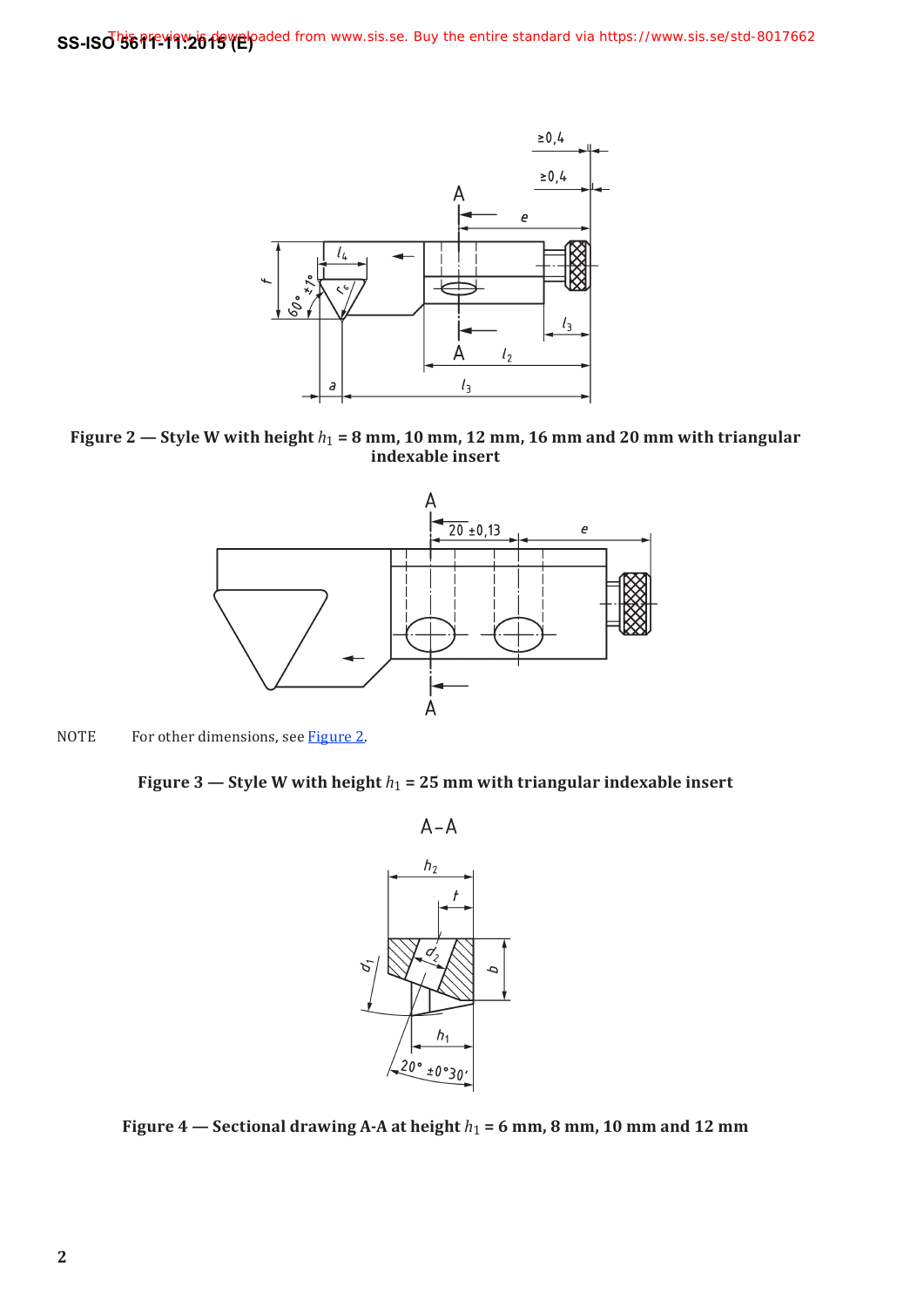Figure 2 — Style W with height $h_1$ = 8 mm, 10 mm, 12 mm, 16 mm and 20 mm with triangular indexable insert

NOTE For other dimensions, see Figure 2.

Figure 3 — Style W with height $h_1$ = 25 mm with triangular indexable insert

Figure 4 — Sectional drawing A-A at height $h_1$ = 6 mm, 8 mm, 10 mm and 12 mm